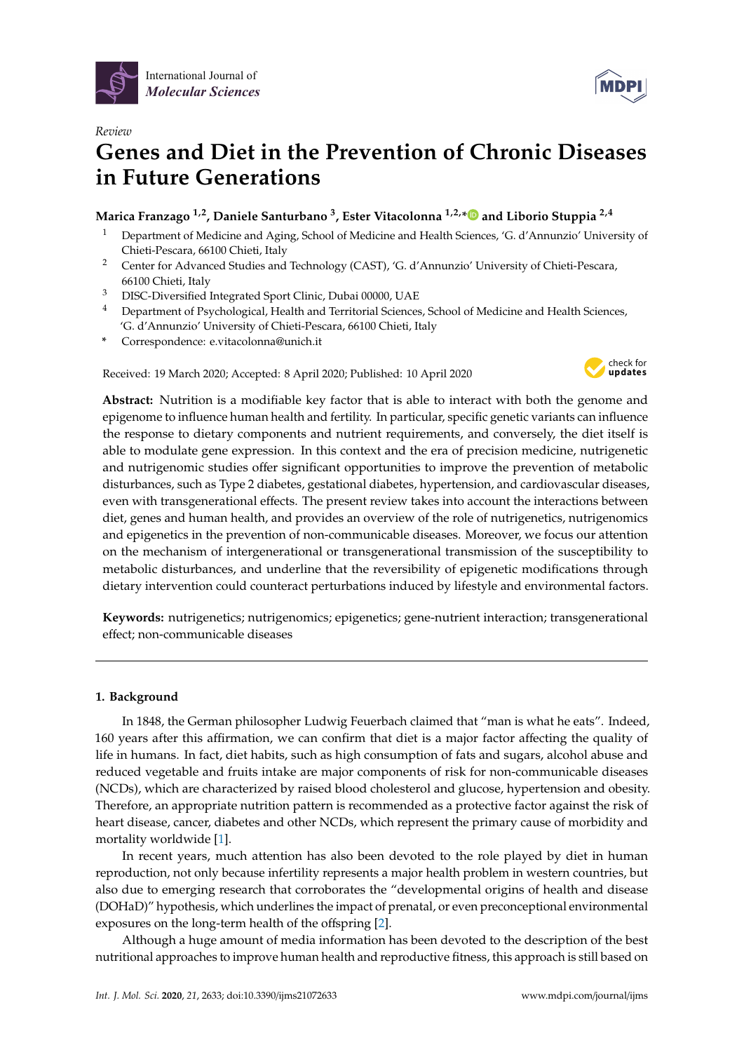International Journal of *Molecular Sciences*

*Review*

# Genes and Diet in the Prevention of Chronic Diseases in Future Generations

**Marica Franzago [1,2], Daniele Santurbano [3], Ester Vitacolonna [1,2,*] and Liborio Stuppia [2,4]**

1. Department of Medicine and Aging, School of Medicine and Health Sciences, 'G. d'Annunzio' University of Chieti-Pescara, 66100 Chieti, Italy
2. Center for Advanced Studies and Technology (CAST), 'G. d'Annunzio' University of Chieti-Pescara, 66100 Chieti, Italy
3. DISC-Diversified Integrated Sport Clinic, Dubai 00000, UAE
4. Department of Psychological, Health and Territorial Sciences, School of Medicine and Health Sciences, 'G. d'Annunzio' University of Chieti-Pescara, 66100 Chieti, Italy

\* Correspondence: e.vitacolonna@unich.it

Received: 19 March 2020; Accepted: 8 April 2020; Published: 10 April 2020

**Abstract:** Nutrition is a modifiable key factor that is able to interact with both the genome and epigenome to influence human health and fertility. In particular, specific genetic variants can influence the response to dietary components and nutrient requirements, and conversely, the diet itself is able to modulate gene expression. In this context and the era of precision medicine, nutrigenetic and nutrigenomic studies offer significant opportunities to improve the prevention of metabolic disturbances, such as Type 2 diabetes, gestational diabetes, hypertension, and cardiovascular diseases, even with transgenerational effects. The present review takes into account the interactions between diet, genes and human health, and provides an overview of the role of nutrigenetics, nutrigenomics and epigenetics in the prevention of non-communicable diseases. Moreover, we focus our attention on the mechanism of intergenerational or transgenerational transmission of the susceptibility to metabolic disturbances, and underline that the reversibility of epigenetic modifications through dietary intervention could counteract perturbations induced by lifestyle and environmental factors.

**Keywords:** nutrigenetics; nutrigenomics; epigenetics; gene-nutrient interaction; transgenerational effect; non-communicable diseases

## 1. Background

In 1848, the German philosopher Ludwig Feuerbach claimed that "man is what he eats". Indeed, 160 years after this affirmation, we can confirm that diet is a major factor affecting the quality of life in humans. In fact, diet habits, such as high consumption of fats and sugars, alcohol abuse and reduced vegetable and fruits intake are major components of risk for non-communicable diseases (NCDs), which are characterized by raised blood cholesterol and glucose, hypertension and obesity. Therefore, an appropriate nutrition pattern is recommended as a protective factor against the risk of heart disease, cancer, diabetes and other NCDs, which represent the primary cause of morbidity and mortality worldwide [1].

In recent years, much attention has also been devoted to the role played by diet in human reproduction, not only because infertility represents a major health problem in western countries, but also due to emerging research that corroborates the "developmental origins of health and disease (DOHaD)" hypothesis, which underlines the impact of prenatal, or even preconceptional environmental exposures on the long-term health of the offspring [2].

Although a huge amount of media information has been devoted to the description of the best nutritional approaches to improve human health and reproductive fitness, this approach is still based on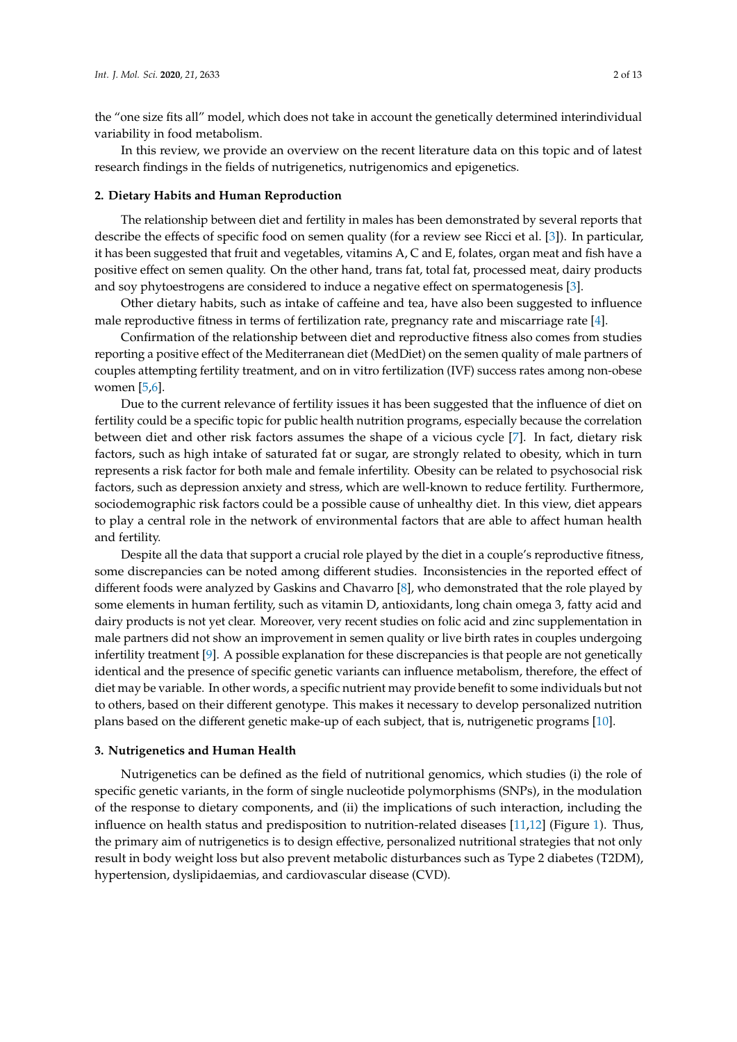the "one size fits all" model, which does not take in account the genetically determined interindividual variability in food metabolism.

In this review, we provide an overview on the recent literature data on this topic and of latest research findings in the fields of nutrigenetics, nutrigenomics and epigenetics.

## 2. Dietary Habits and Human Reproduction

The relationship between diet and fertility in males has been demonstrated by several reports that describe the effects of specific food on semen quality (for a review see Ricci et al. [3]). In particular, it has been suggested that fruit and vegetables, vitamins A, C and E, folates, organ meat and fish have a positive effect on semen quality. On the other hand, trans fat, total fat, processed meat, dairy products and soy phytoestrogens are considered to induce a negative effect on spermatogenesis [3].

Other dietary habits, such as intake of caffeine and tea, have also been suggested to influence male reproductive fitness in terms of fertilization rate, pregnancy rate and miscarriage rate [4].

Confirmation of the relationship between diet and reproductive fitness also comes from studies reporting a positive effect of the Mediterranean diet (MedDiet) on the semen quality of male partners of couples attempting fertility treatment, and on in vitro fertilization (IVF) success rates among non-obese women [5,6].

Due to the current relevance of fertility issues it has been suggested that the influence of diet on fertility could be a specific topic for public health nutrition programs, especially because the correlation between diet and other risk factors assumes the shape of a vicious cycle [7]. In fact, dietary risk factors, such as high intake of saturated fat or sugar, are strongly related to obesity, which in turn represents a risk factor for both male and female infertility. Obesity can be related to psychosocial risk factors, such as depression anxiety and stress, which are well-known to reduce fertility. Furthermore, sociodemographic risk factors could be a possible cause of unhealthy diet. In this view, diet appears to play a central role in the network of environmental factors that are able to affect human health and fertility.

Despite all the data that support a crucial role played by the diet in a couple's reproductive fitness, some discrepancies can be noted among different studies. Inconsistencies in the reported effect of different foods were analyzed by Gaskins and Chavarro [8], who demonstrated that the role played by some elements in human fertility, such as vitamin D, antioxidants, long chain omega 3, fatty acid and dairy products is not yet clear. Moreover, very recent studies on folic acid and zinc supplementation in male partners did not show an improvement in semen quality or live birth rates in couples undergoing infertility treatment [9]. A possible explanation for these discrepancies is that people are not genetically identical and the presence of specific genetic variants can influence metabolism, therefore, the effect of diet may be variable. In other words, a specific nutrient may provide benefit to some individuals but not to others, based on their different genotype. This makes it necessary to develop personalized nutrition plans based on the different genetic make-up of each subject, that is, nutrigenetic programs [10].

## 3. Nutrigenetics and Human Health

Nutrigenetics can be defined as the field of nutritional genomics, which studies (i) the role of specific genetic variants, in the form of single nucleotide polymorphisms (SNPs), in the modulation of the response to dietary components, and (ii) the implications of such interaction, including the influence on health status and predisposition to nutrition-related diseases [11,12] (Figure 1). Thus, the primary aim of nutrigenetics is to design effective, personalized nutritional strategies that not only result in body weight loss but also prevent metabolic disturbances such as Type 2 diabetes (T2DM), hypertension, dyslipidaemias, and cardiovascular disease (CVD).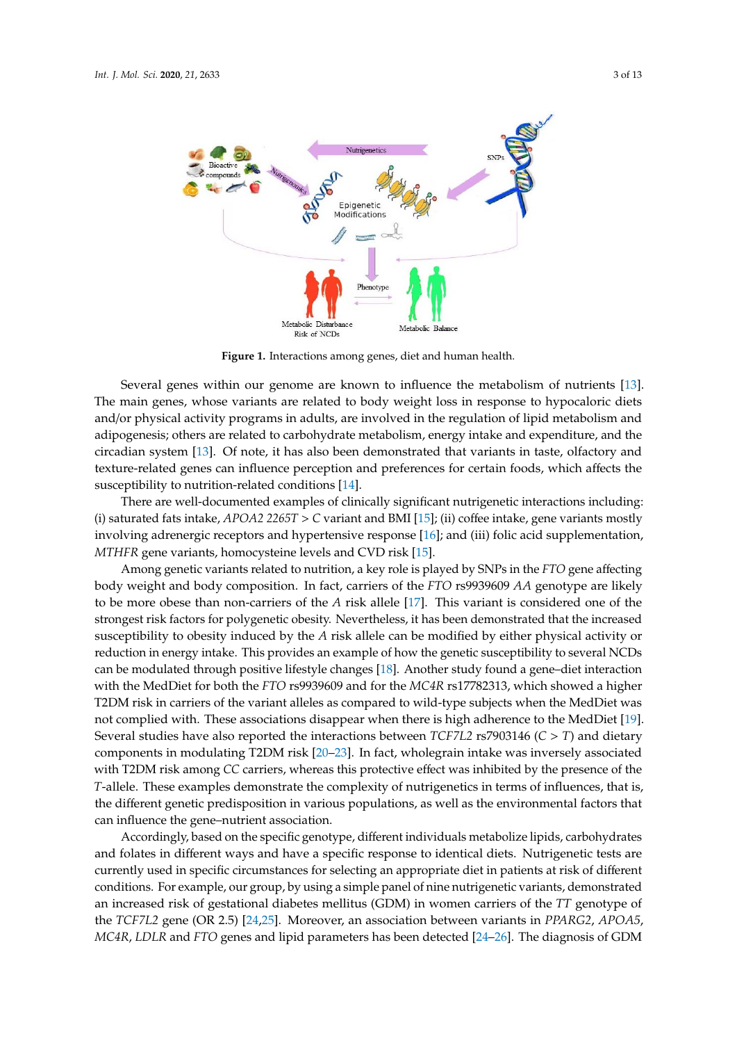Figure 1. Interactions among genes, diet and human health.

Several genes within our genome are known to influence the metabolism of nutrients [13]. The main genes, whose variants are related to body weight loss in response to hypocaloric diets and/or physical activity programs in adults, are involved in the regulation of lipid metabolism and adipogenesis; others are related to carbohydrate metabolism, energy intake and expenditure, and the circadian system [13]. Of note, it has also been demonstrated that variants in taste, olfactory and texture-related genes can influence perception and preferences for certain foods, which affects the susceptibility to nutrition-related conditions [14].

There are well-documented examples of clinically significant nutrigenetic interactions including: (i) saturated fats intake, *APOA2 2265T > C* variant and BMI [15]; (ii) coffee intake, gene variants mostly involving adrenergic receptors and hypertensive response [16]; and (iii) folic acid supplementation, *MTHFR* gene variants, homocysteine levels and CVD risk [15].

Among genetic variants related to nutrition, a key role is played by SNPs in the *FTO* gene affecting body weight and body composition. In fact, carriers of the *FTO* rs9939609 *AA* genotype are likely to be more obese than non-carriers of the *A* risk allele [17]. This variant is considered one of the strongest risk factors for polygenetic obesity. Nevertheless, it has been demonstrated that the increased susceptibility to obesity induced by the *A* risk allele can be modified by either physical activity or reduction in energy intake. This provides an example of how the genetic susceptibility to several NCDs can be modulated through positive lifestyle changes [18]. Another study found a gene–diet interaction with the MedDiet for both the *FTO* rs9939609 and for the *MC4R* rs17782313, which showed a higher T2DM risk in carriers of the variant alleles as compared to wild-type subjects when the MedDiet was not complied with. These associations disappear when there is high adherence to the MedDiet [19]. Several studies have also reported the interactions between *TCF7L2* rs7903146 (*C > T*) and dietary components in modulating T2DM risk [20–23]. In fact, wholegrain intake was inversely associated with T2DM risk among *CC* carriers, whereas this protective effect was inhibited by the presence of the *T*-allele. These examples demonstrate the complexity of nutrigenetics in terms of influences, that is, the different genetic predisposition in various populations, as well as the environmental factors that can influence the gene–nutrient association.

Accordingly, based on the specific genotype, different individuals metabolize lipids, carbohydrates and folates in different ways and have a specific response to identical diets. Nutrigenetic tests are currently used in specific circumstances for selecting an appropriate diet in patients at risk of different conditions. For example, our group, by using a simple panel of nine nutrigenetic variants, demonstrated an increased risk of gestational diabetes mellitus (GDM) in women carriers of the *TT* genotype of the *TCF7L2* gene (OR 2.5) [24,25]. Moreover, an association between variants in *PPARG2*, *APOA5*, *MC4R*, *LDLR* and *FTO* genes and lipid parameters has been detected [24–26]. The diagnosis of GDM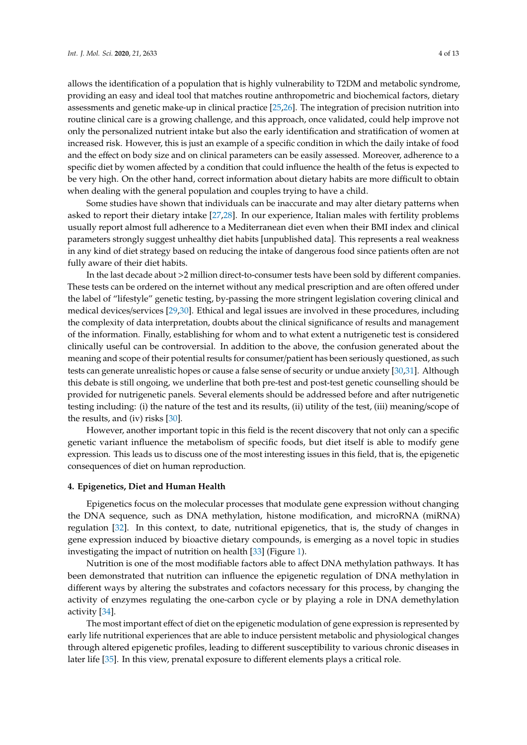allows the identification of a population that is highly vulnerability to T2DM and metabolic syndrome, providing an easy and ideal tool that matches routine anthropometric and biochemical factors, dietary assessments and genetic make-up in clinical practice [25,26]. The integration of precision nutrition into routine clinical care is a growing challenge, and this approach, once validated, could help improve not only the personalized nutrient intake but also the early identification and stratification of women at increased risk. However, this is just an example of a specific condition in which the daily intake of food and the effect on body size and on clinical parameters can be easily assessed. Moreover, adherence to a specific diet by women affected by a condition that could influence the health of the fetus is expected to be very high. On the other hand, correct information about dietary habits are more difficult to obtain when dealing with the general population and couples trying to have a child.

Some studies have shown that individuals can be inaccurate and may alter dietary patterns when asked to report their dietary intake [27,28]. In our experience, Italian males with fertility problems usually report almost full adherence to a Mediterranean diet even when their BMI index and clinical parameters strongly suggest unhealthy diet habits [unpublished data]. This represents a real weakness in any kind of diet strategy based on reducing the intake of dangerous food since patients often are not fully aware of their diet habits.

In the last decade about >2 million direct-to-consumer tests have been sold by different companies. These tests can be ordered on the internet without any medical prescription and are often offered under the label of "lifestyle" genetic testing, by-passing the more stringent legislation covering clinical and medical devices/services [29,30]. Ethical and legal issues are involved in these procedures, including the complexity of data interpretation, doubts about the clinical significance of results and management of the information. Finally, establishing for whom and to what extent a nutrigenetic test is considered clinically useful can be controversial. In addition to the above, the confusion generated about the meaning and scope of their potential results for consumer/patient has been seriously questioned, as such tests can generate unrealistic hopes or cause a false sense of security or undue anxiety [30,31]. Although this debate is still ongoing, we underline that both pre-test and post-test genetic counselling should be provided for nutrigenetic panels. Several elements should be addressed before and after nutrigenetic testing including: (i) the nature of the test and its results, (ii) utility of the test, (iii) meaning/scope of the results, and (iv) risks [30].

However, another important topic in this field is the recent discovery that not only can a specific genetic variant influence the metabolism of specific foods, but diet itself is able to modify gene expression. This leads us to discuss one of the most interesting issues in this field, that is, the epigenetic consequences of diet on human reproduction.

## 4. Epigenetics, Diet and Human Health

Epigenetics focus on the molecular processes that modulate gene expression without changing the DNA sequence, such as DNA methylation, histone modification, and microRNA (miRNA) regulation [32]. In this context, to date, nutritional epigenetics, that is, the study of changes in gene expression induced by bioactive dietary compounds, is emerging as a novel topic in studies investigating the impact of nutrition on health [33] (Figure 1).

Nutrition is one of the most modifiable factors able to affect DNA methylation pathways. It has been demonstrated that nutrition can influence the epigenetic regulation of DNA methylation in different ways by altering the substrates and cofactors necessary for this process, by changing the activity of enzymes regulating the one-carbon cycle or by playing a role in DNA demethylation activity [34].

The most important effect of diet on the epigenetic modulation of gene expression is represented by early life nutritional experiences that are able to induce persistent metabolic and physiological changes through altered epigenetic profiles, leading to different susceptibility to various chronic diseases in later life [35]. In this view, prenatal exposure to different elements plays a critical role.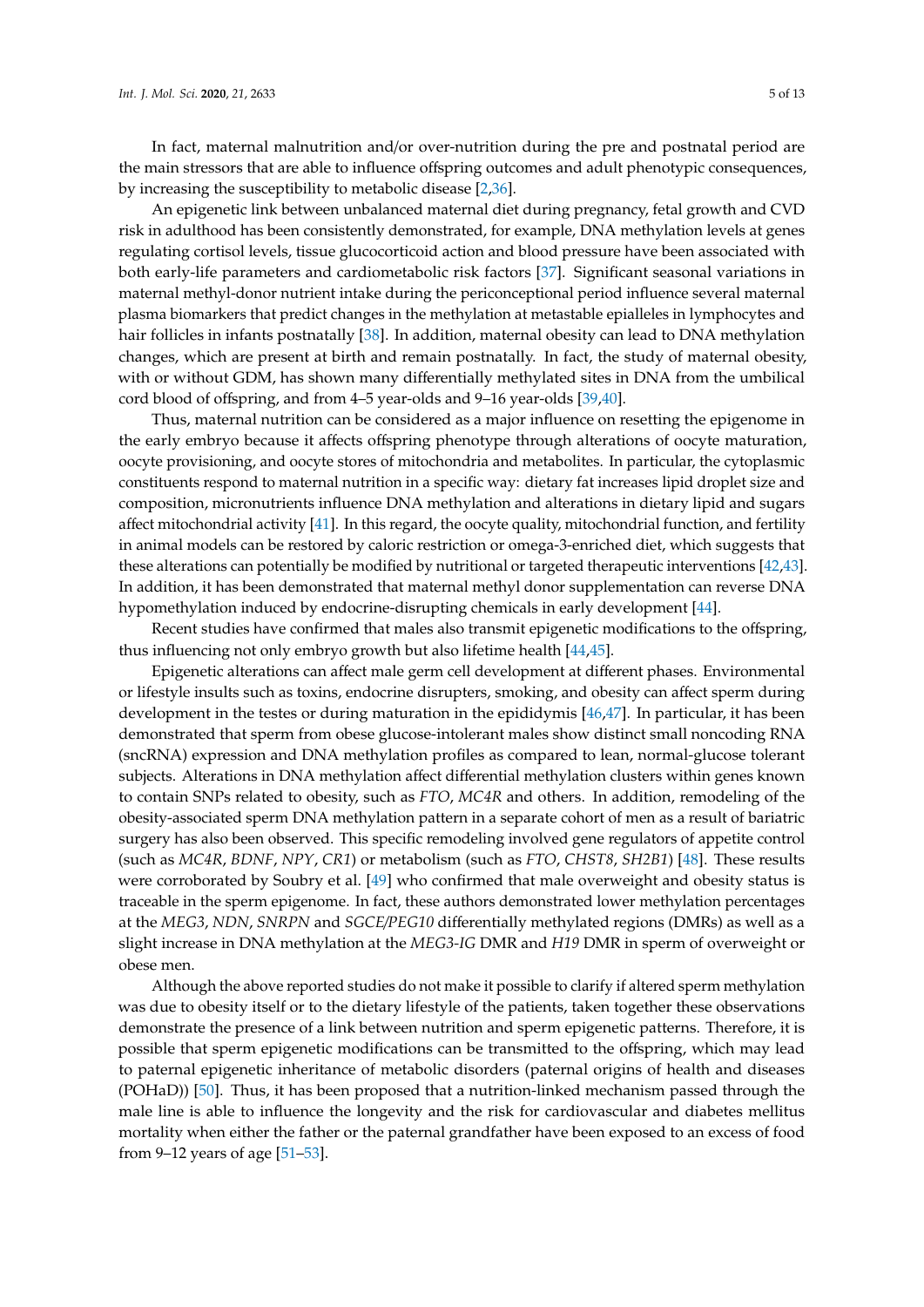In fact, maternal malnutrition and/or over-nutrition during the pre and postnatal period are the main stressors that are able to influence offspring outcomes and adult phenotypic consequences, by increasing the susceptibility to metabolic disease [2,36].

An epigenetic link between unbalanced maternal diet during pregnancy, fetal growth and CVD risk in adulthood has been consistently demonstrated, for example, DNA methylation levels at genes regulating cortisol levels, tissue glucocorticoid action and blood pressure have been associated with both early-life parameters and cardiometabolic risk factors [37]. Significant seasonal variations in maternal methyl-donor nutrient intake during the periconceptional period influence several maternal plasma biomarkers that predict changes in the methylation at metastable epialleles in lymphocytes and hair follicles in infants postnatally [38]. In addition, maternal obesity can lead to DNA methylation changes, which are present at birth and remain postnatally. In fact, the study of maternal obesity, with or without GDM, has shown many differentially methylated sites in DNA from the umbilical cord blood of offspring, and from 4–5 year-olds and 9–16 year-olds [39,40].

Thus, maternal nutrition can be considered as a major influence on resetting the epigenome in the early embryo because it affects offspring phenotype through alterations of oocyte maturation, oocyte provisioning, and oocyte stores of mitochondria and metabolites. In particular, the cytoplasmic constituents respond to maternal nutrition in a specific way: dietary fat increases lipid droplet size and composition, micronutrients influence DNA methylation and alterations in dietary lipid and sugars affect mitochondrial activity [41]. In this regard, the oocyte quality, mitochondrial function, and fertility in animal models can be restored by caloric restriction or omega-3-enriched diet, which suggests that these alterations can potentially be modified by nutritional or targeted therapeutic interventions [42,43]. In addition, it has been demonstrated that maternal methyl donor supplementation can reverse DNA hypomethylation induced by endocrine-disrupting chemicals in early development [44].

Recent studies have confirmed that males also transmit epigenetic modifications to the offspring, thus influencing not only embryo growth but also lifetime health [44,45].

Epigenetic alterations can affect male germ cell development at different phases. Environmental or lifestyle insults such as toxins, endocrine disrupters, smoking, and obesity can affect sperm during development in the testes or during maturation in the epididymis [46,47]. In particular, it has been demonstrated that sperm from obese glucose-intolerant males show distinct small noncoding RNA (sncRNA) expression and DNA methylation profiles as compared to lean, normal-glucose tolerant subjects. Alterations in DNA methylation affect differential methylation clusters within genes known to contain SNPs related to obesity, such as *FTO*, *MC4R* and others. In addition, remodeling of the obesity-associated sperm DNA methylation pattern in a separate cohort of men as a result of bariatric surgery has also been observed. This specific remodeling involved gene regulators of appetite control (such as *MC4R*, *BDNF*, *NPY*, *CR1*) or metabolism (such as *FTO*, *CHST8*, *SH2B1*) [48]. These results were corroborated by Soubry et al. [49] who confirmed that male overweight and obesity status is traceable in the sperm epigenome. In fact, these authors demonstrated lower methylation percentages at the *MEG3*, *NDN*, *SNRPN* and *SGCE/PEG10* differentially methylated regions (DMRs) as well as a slight increase in DNA methylation at the *MEG3-IG* DMR and *H19* DMR in sperm of overweight or obese men.

Although the above reported studies do not make it possible to clarify if altered sperm methylation was due to obesity itself or to the dietary lifestyle of the patients, taken together these observations demonstrate the presence of a link between nutrition and sperm epigenetic patterns. Therefore, it is possible that sperm epigenetic modifications can be transmitted to the offspring, which may lead to paternal epigenetic inheritance of metabolic disorders (paternal origins of health and diseases (POHaD)) [50]. Thus, it has been proposed that a nutrition-linked mechanism passed through the male line is able to influence the longevity and the risk for cardiovascular and diabetes mellitus mortality when either the father or the paternal grandfather have been exposed to an excess of food from 9–12 years of age [51–53].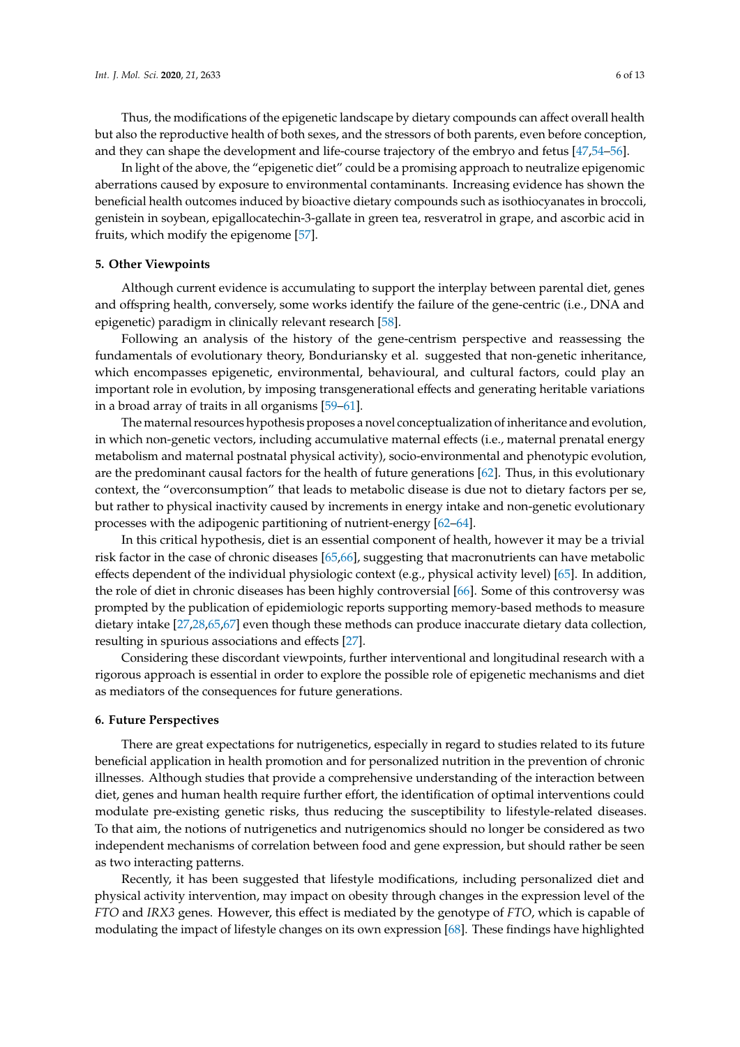Thus, the modifications of the epigenetic landscape by dietary compounds can affect overall health but also the reproductive health of both sexes, and the stressors of both parents, even before conception, and they can shape the development and life-course trajectory of the embryo and fetus [47,54–56].

In light of the above, the "epigenetic diet" could be a promising approach to neutralize epigenomic aberrations caused by exposure to environmental contaminants. Increasing evidence has shown the beneficial health outcomes induced by bioactive dietary compounds such as isothiocyanates in broccoli, genistein in soybean, epigallocatechin-3-gallate in green tea, resveratrol in grape, and ascorbic acid in fruits, which modify the epigenome [57].

## 5. Other Viewpoints

Although current evidence is accumulating to support the interplay between parental diet, genes and offspring health, conversely, some works identify the failure of the gene-centric (i.e., DNA and epigenetic) paradigm in clinically relevant research [58].

Following an analysis of the history of the gene-centrism perspective and reassessing the fundamentals of evolutionary theory, Bonduriansky et al. suggested that non-genetic inheritance, which encompasses epigenetic, environmental, behavioural, and cultural factors, could play an important role in evolution, by imposing transgenerational effects and generating heritable variations in a broad array of traits in all organisms [59–61].

The maternal resources hypothesis proposes a novel conceptualization of inheritance and evolution, in which non-genetic vectors, including accumulative maternal effects (i.e., maternal prenatal energy metabolism and maternal postnatal physical activity), socio-environmental and phenotypic evolution, are the predominant causal factors for the health of future generations [62]. Thus, in this evolutionary context, the "overconsumption" that leads to metabolic disease is due not to dietary factors per se, but rather to physical inactivity caused by increments in energy intake and non-genetic evolutionary processes with the adipogenic partitioning of nutrient-energy [62–64].

In this critical hypothesis, diet is an essential component of health, however it may be a trivial risk factor in the case of chronic diseases [65,66], suggesting that macronutrients can have metabolic effects dependent of the individual physiologic context (e.g., physical activity level) [65]. In addition, the role of diet in chronic diseases has been highly controversial [66]. Some of this controversy was prompted by the publication of epidemiologic reports supporting memory-based methods to measure dietary intake [27,28,65,67] even though these methods can produce inaccurate dietary data collection, resulting in spurious associations and effects [27].

Considering these discordant viewpoints, further interventional and longitudinal research with a rigorous approach is essential in order to explore the possible role of epigenetic mechanisms and diet as mediators of the consequences for future generations.

## 6. Future Perspectives

There are great expectations for nutrigenetics, especially in regard to studies related to its future beneficial application in health promotion and for personalized nutrition in the prevention of chronic illnesses. Although studies that provide a comprehensive understanding of the interaction between diet, genes and human health require further effort, the identification of optimal interventions could modulate pre-existing genetic risks, thus reducing the susceptibility to lifestyle-related diseases. To that aim, the notions of nutrigenetics and nutrigenomics should no longer be considered as two independent mechanisms of correlation between food and gene expression, but should rather be seen as two interacting patterns.

Recently, it has been suggested that lifestyle modifications, including personalized diet and physical activity intervention, may impact on obesity through changes in the expression level of the *FTO* and *IRX3* genes. However, this effect is mediated by the genotype of *FTO*, which is capable of modulating the impact of lifestyle changes on its own expression [68]. These findings have highlighted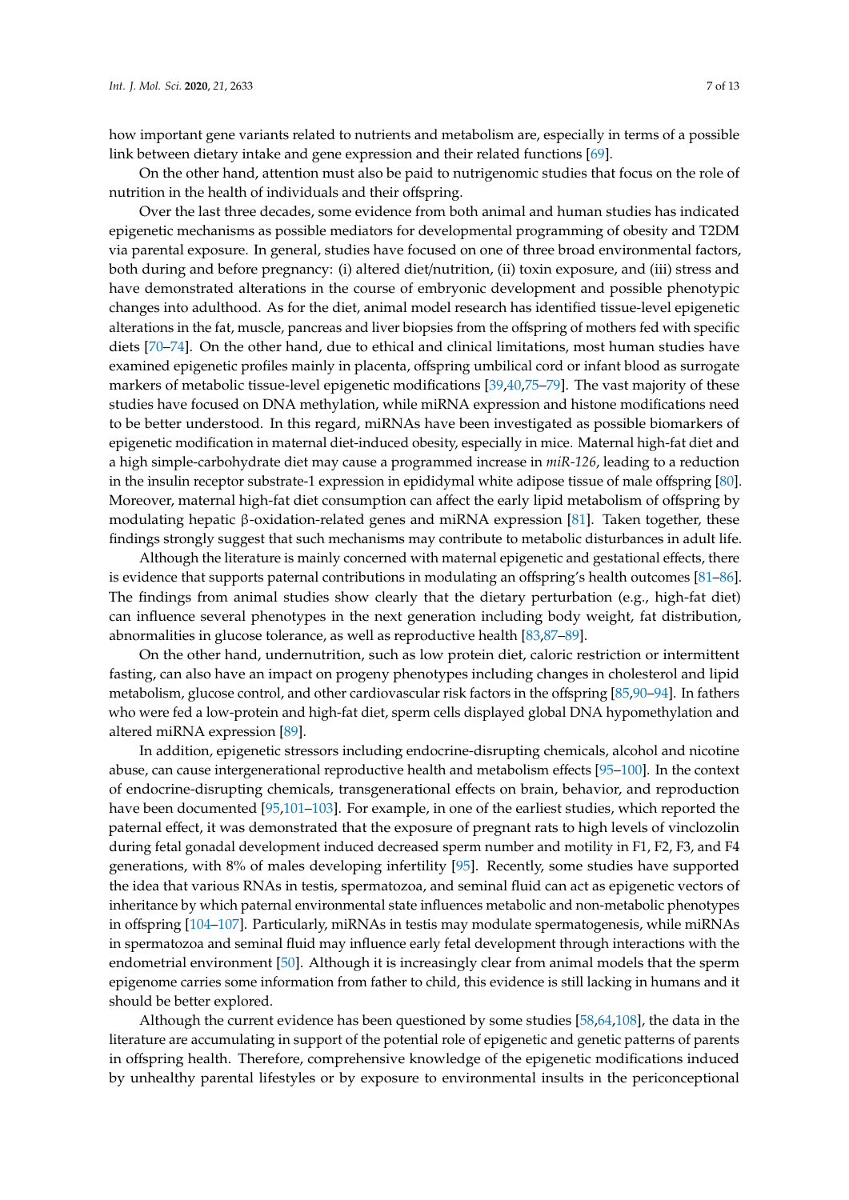how important gene variants related to nutrients and metabolism are, especially in terms of a possible link between dietary intake and gene expression and their related functions [69].

On the other hand, attention must also be paid to nutrigenomic studies that focus on the role of nutrition in the health of individuals and their offspring.

Over the last three decades, some evidence from both animal and human studies has indicated epigenetic mechanisms as possible mediators for developmental programming of obesity and T2DM via parental exposure. In general, studies have focused on one of three broad environmental factors, both during and before pregnancy: (i) altered diet/nutrition, (ii) toxin exposure, and (iii) stress and have demonstrated alterations in the course of embryonic development and possible phenotypic changes into adulthood. As for the diet, animal model research has identified tissue-level epigenetic alterations in the fat, muscle, pancreas and liver biopsies from the offspring of mothers fed with specific diets [70–74]. On the other hand, due to ethical and clinical limitations, most human studies have examined epigenetic profiles mainly in placenta, offspring umbilical cord or infant blood as surrogate markers of metabolic tissue-level epigenetic modifications [39,40,75–79]. The vast majority of these studies have focused on DNA methylation, while miRNA expression and histone modifications need to be better understood. In this regard, miRNAs have been investigated as possible biomarkers of epigenetic modification in maternal diet-induced obesity, especially in mice. Maternal high-fat diet and a high simple-carbohydrate diet may cause a programmed increase in *miR-126*, leading to a reduction in the insulin receptor substrate-1 expression in epididymal white adipose tissue of male offspring [80]. Moreover, maternal high-fat diet consumption can affect the early lipid metabolism of offspring by modulating hepatic β-oxidation-related genes and miRNA expression [81]. Taken together, these findings strongly suggest that such mechanisms may contribute to metabolic disturbances in adult life.

Although the literature is mainly concerned with maternal epigenetic and gestational effects, there is evidence that supports paternal contributions in modulating an offspring's health outcomes [81–86]. The findings from animal studies show clearly that the dietary perturbation (e.g., high-fat diet) can influence several phenotypes in the next generation including body weight, fat distribution, abnormalities in glucose tolerance, as well as reproductive health [83,87–89].

On the other hand, undernutrition, such as low protein diet, caloric restriction or intermittent fasting, can also have an impact on progeny phenotypes including changes in cholesterol and lipid metabolism, glucose control, and other cardiovascular risk factors in the offspring [85,90–94]. In fathers who were fed a low-protein and high-fat diet, sperm cells displayed global DNA hypomethylation and altered miRNA expression [89].

In addition, epigenetic stressors including endocrine-disrupting chemicals, alcohol and nicotine abuse, can cause intergenerational reproductive health and metabolism effects [95–100]. In the context of endocrine-disrupting chemicals, transgenerational effects on brain, behavior, and reproduction have been documented [95,101–103]. For example, in one of the earliest studies, which reported the paternal effect, it was demonstrated that the exposure of pregnant rats to high levels of vinclozolin during fetal gonadal development induced decreased sperm number and motility in F1, F2, F3, and F4 generations, with 8% of males developing infertility [95]. Recently, some studies have supported the idea that various RNAs in testis, spermatozoa, and seminal fluid can act as epigenetic vectors of inheritance by which paternal environmental state influences metabolic and non-metabolic phenotypes in offspring [104–107]. Particularly, miRNAs in testis may modulate spermatogenesis, while miRNAs in spermatozoa and seminal fluid may influence early fetal development through interactions with the endometrial environment [50]. Although it is increasingly clear from animal models that the sperm epigenome carries some information from father to child, this evidence is still lacking in humans and it should be better explored.

Although the current evidence has been questioned by some studies [58,64,108], the data in the literature are accumulating in support of the potential role of epigenetic and genetic patterns of parents in offspring health. Therefore, comprehensive knowledge of the epigenetic modifications induced by unhealthy parental lifestyles or by exposure to environmental insults in the periconceptional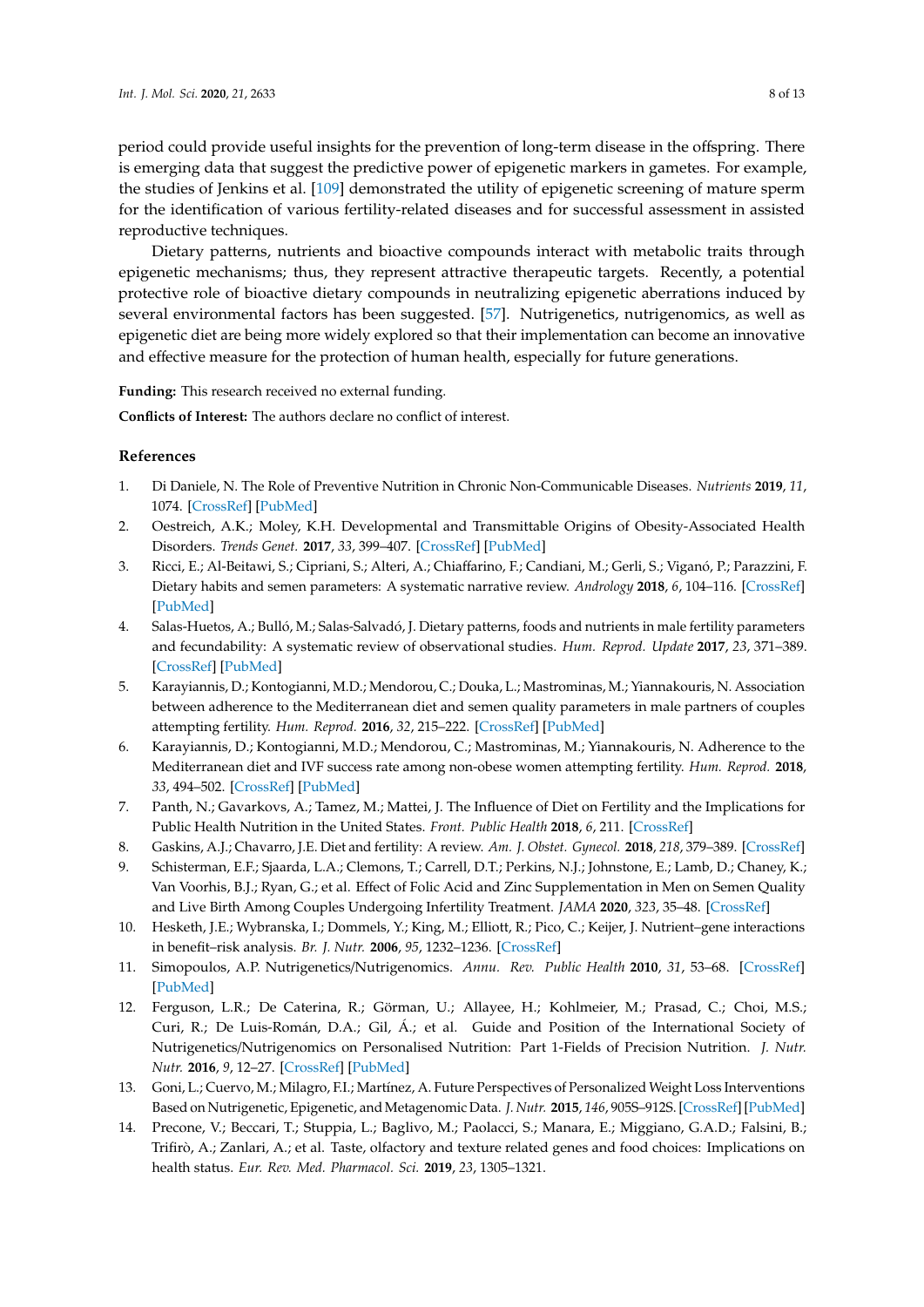period could provide useful insights for the prevention of long-term disease in the offspring. There is emerging data that suggest the predictive power of epigenetic markers in gametes. For example, the studies of Jenkins et al. [109] demonstrated the utility of epigenetic screening of mature sperm for the identification of various fertility-related diseases and for successful assessment in assisted reproductive techniques.

Dietary patterns, nutrients and bioactive compounds interact with metabolic traits through epigenetic mechanisms; thus, they represent attractive therapeutic targets. Recently, a potential protective role of bioactive dietary compounds in neutralizing epigenetic aberrations induced by several environmental factors has been suggested. [57]. Nutrigenetics, nutrigenomics, as well as epigenetic diet are being more widely explored so that their implementation can become an innovative and effective measure for the protection of human health, especially for future generations.

**Funding:** This research received no external funding.

**Conflicts of Interest:** The authors declare no conflict of interest.

## References

1. Di Daniele, N. The Role of Preventive Nutrition in Chronic Non-Communicable Diseases. *Nutrients* **2019**, *11*, 1074. [CrossRef] [PubMed]
2. Oestreich, A.K.; Moley, K.H. Developmental and Transmittable Origins of Obesity-Associated Health Disorders. *Trends Genet.* **2017**, *33*, 399–407. [CrossRef] [PubMed]
3. Ricci, E.; Al-Beitawi, S.; Cipriani, S.; Alteri, A.; Chiaffarino, F.; Candiani, M.; Gerli, S.; Viganó, P.; Parazzini, F. Dietary habits and semen parameters: A systematic narrative review. *Andrology* **2018**, *6*, 104–116. [CrossRef] [PubMed]
4. Salas-Huetos, A.; Bulló, M.; Salas-Salvadó, J. Dietary patterns, foods and nutrients in male fertility parameters and fecundability: A systematic review of observational studies. *Hum. Reprod. Update* **2017**, *23*, 371–389. [CrossRef] [PubMed]
5. Karayiannis, D.; Kontogianni, M.D.; Mendorou, C.; Douka, L.; Mastrominas, M.; Yiannakouris, N. Association between adherence to the Mediterranean diet and semen quality parameters in male partners of couples attempting fertility. *Hum. Reprod.* **2016**, *32*, 215–222. [CrossRef] [PubMed]
6. Karayiannis, D.; Kontogianni, M.D.; Mendorou, C.; Mastrominas, M.; Yiannakouris, N. Adherence to the Mediterranean diet and IVF success rate among non-obese women attempting fertility. *Hum. Reprod.* **2018**, *33*, 494–502. [CrossRef] [PubMed]
7. Panth, N.; Gavarkovs, A.; Tamez, M.; Mattei, J. The Influence of Diet on Fertility and the Implications for Public Health Nutrition in the United States. *Front. Public Health* **2018**, *6*, 211. [CrossRef]
8. Gaskins, A.J.; Chavarro, J.E. Diet and fertility: A review. *Am. J. Obstet. Gynecol.* **2018**, *218*, 379–389. [CrossRef]
9. Schisterman, E.F.; Sjaarda, L.A.; Clemons, T.; Carrell, D.T.; Perkins, N.J.; Johnstone, E.; Lamb, D.; Chaney, K.; Van Voorhis, B.J.; Ryan, G.; et al. Effect of Folic Acid and Zinc Supplementation in Men on Semen Quality and Live Birth Among Couples Undergoing Infertility Treatment. *JAMA* **2020**, *323*, 35–48. [CrossRef]
10. Hesketh, J.E.; Wybranska, I.; Dommels, Y.; King, M.; Elliott, R.; Pico, C.; Keijer, J. Nutrient–gene interactions in benefit–risk analysis. *Br. J. Nutr.* **2006**, *95*, 1232–1236. [CrossRef]
11. Simopoulos, A.P. Nutrigenetics/Nutrigenomics. *Annu. Rev. Public Health* **2010**, *31*, 53–68. [CrossRef] [PubMed]
12. Ferguson, L.R.; De Caterina, R.; Görman, U.; Allayee, H.; Kohlmeier, M.; Prasad, C.; Choi, M.S.; Curi, R.; De Luis-Román, D.A.; Gil, Á.; et al. Guide and Position of the International Society of Nutrigenetics/Nutrigenomics on Personalised Nutrition: Part 1-Fields of Precision Nutrition. *J. Nutr. Nutr.* **2016**, *9*, 12–27. [CrossRef] [PubMed]
13. Goni, L.; Cuervo, M.; Milagro, F.I.; Martínez, A. Future Perspectives of Personalized Weight Loss Interventions Based on Nutrigenetic, Epigenetic, and Metagenomic Data. *J. Nutr.* **2015**, *146*, 905S–912S. [CrossRef] [PubMed]
14. Precone, V.; Beccari, T.; Stuppia, L.; Baglivo, M.; Paolacci, S.; Manara, E.; Miggiano, G.A.D.; Falsini, B.; Trifirò, A.; Zanlari, A.; et al. Taste, olfactory and texture related genes and food choices: Implications on health status. *Eur. Rev. Med. Pharmacol. Sci.* **2019**, *23*, 1305–1321.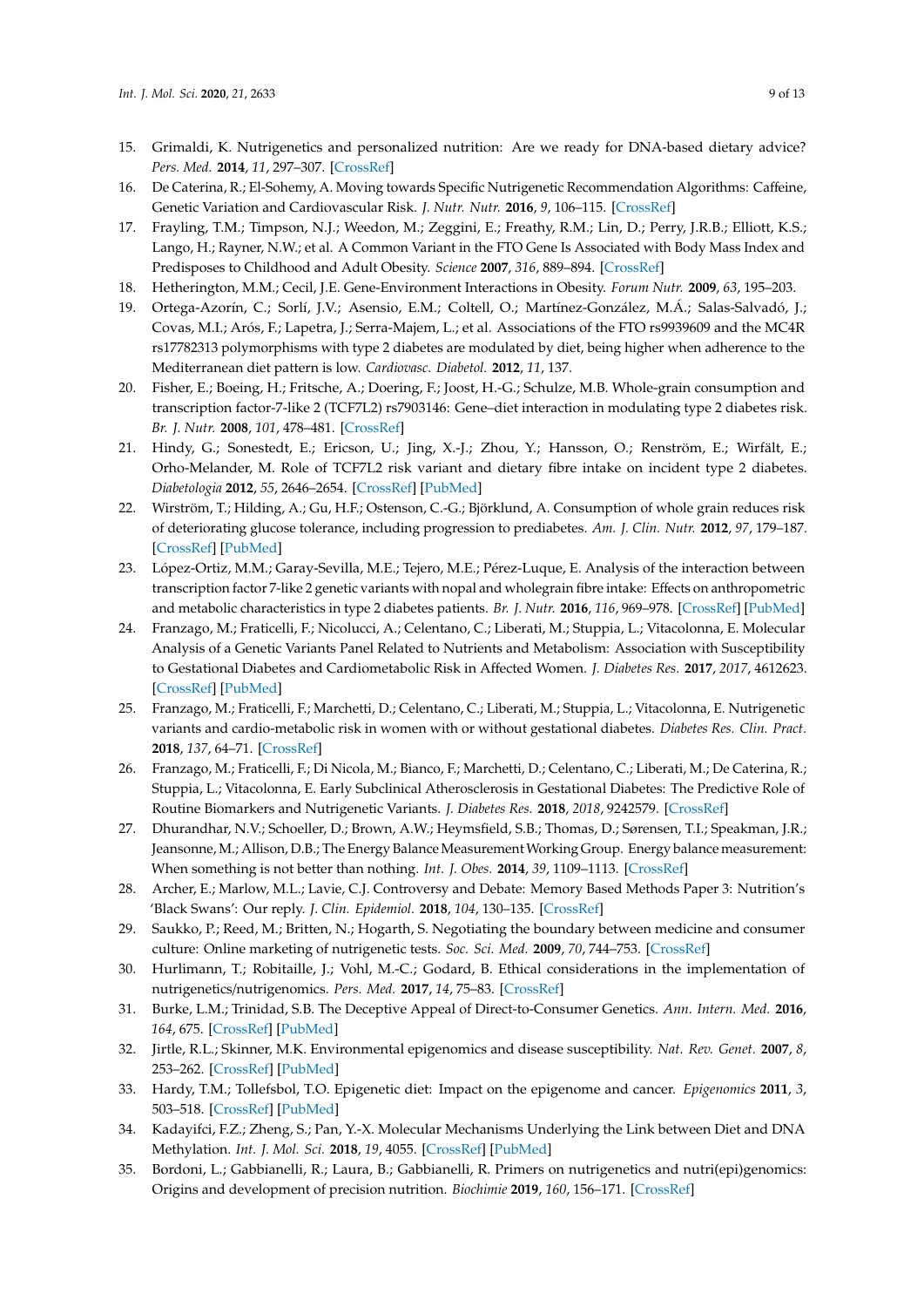15. Grimaldi, K. Nutrigenetics and personalized nutrition: Are we ready for DNA-based dietary advice? *Pers. Med.* **2014**, *11*, 297–307. [CrossRef]
16. De Caterina, R.; El-Sohemy, A. Moving towards Specific Nutrigenetic Recommendation Algorithms: Caffeine, Genetic Variation and Cardiovascular Risk. *J. Nutr. Nutr.* **2016**, *9*, 106–115. [CrossRef]
17. Frayling, T.M.; Timpson, N.J.; Weedon, M.; Zeggini, E.; Freathy, R.M.; Lin, D.; Perry, J.R.B.; Elliott, K.S.; Lango, H.; Rayner, N.W.; et al. A Common Variant in the FTO Gene Is Associated with Body Mass Index and Predisposes to Childhood and Adult Obesity. *Science* **2007**, *316*, 889–894. [CrossRef]
18. Hetherington, M.M.; Cecil, J.E. Gene-Environment Interactions in Obesity. *Forum Nutr.* **2009**, *63*, 195–203.
19. Ortega-Azorín, C.; Sorlí, J.V.; Asensio, E.M.; Coltell, O.; Martínez-González, M.Á.; Salas-Salvadó, J.; Covas, M.I.; Arós, F.; Lapetra, J.; Serra-Majem, L.; et al. Associations of the FTO rs9939609 and the MC4R rs17782313 polymorphisms with type 2 diabetes are modulated by diet, being higher when adherence to the Mediterranean diet pattern is low. *Cardiovasc. Diabetol.* **2012**, *11*, 137.
20. Fisher, E.; Boeing, H.; Fritsche, A.; Doering, F.; Joost, H.-G.; Schulze, M.B. Whole-grain consumption and transcription factor-7-like 2 (TCF7L2) rs7903146: Gene–diet interaction in modulating type 2 diabetes risk. *Br. J. Nutr.* **2008**, *101*, 478–481. [CrossRef]
21. Hindy, G.; Sonestedt, E.; Ericson, U.; Jing, X.-J.; Zhou, Y.; Hansson, O.; Renström, E.; Wirfält, E.; Orho-Melander, M. Role of TCF7L2 risk variant and dietary fibre intake on incident type 2 diabetes. *Diabetologia* **2012**, *55*, 2646–2654. [CrossRef] [PubMed]
22. Wirström, T.; Hilding, A.; Gu, H.F.; Ostenson, C.-G.; Björklund, A. Consumption of whole grain reduces risk of deteriorating glucose tolerance, including progression to prediabetes. *Am. J. Clin. Nutr.* **2012**, *97*, 179–187. [CrossRef] [PubMed]
23. López-Ortiz, M.M.; Garay-Sevilla, M.E.; Tejero, M.E.; Pérez-Luque, E. Analysis of the interaction between transcription factor 7-like 2 genetic variants with nopal and wholegrain fibre intake: Effects on anthropometric and metabolic characteristics in type 2 diabetes patients. *Br. J. Nutr.* **2016**, *116*, 969–978. [CrossRef] [PubMed]
24. Franzago, M.; Fraticelli, F.; Nicolucci, A.; Celentano, C.; Liberati, M.; Stuppia, L.; Vitacolonna, E. Molecular Analysis of a Genetic Variants Panel Related to Nutrients and Metabolism: Association with Susceptibility to Gestational Diabetes and Cardiometabolic Risk in Affected Women. *J. Diabetes Res.* **2017**, *2017*, 4612623. [CrossRef] [PubMed]
25. Franzago, M.; Fraticelli, F.; Marchetti, D.; Celentano, C.; Liberati, M.; Stuppia, L.; Vitacolonna, E. Nutrigenetic variants and cardio-metabolic risk in women with or without gestational diabetes. *Diabetes Res. Clin. Pract.* **2018**, *137*, 64–71. [CrossRef]
26. Franzago, M.; Fraticelli, F.; Di Nicola, M.; Bianco, F.; Marchetti, D.; Celentano, C.; Liberati, M.; De Caterina, R.; Stuppia, L.; Vitacolonna, E. Early Subclinical Atherosclerosis in Gestational Diabetes: The Predictive Role of Routine Biomarkers and Nutrigenetic Variants. *J. Diabetes Res.* **2018**, *2018*, 9242579. [CrossRef]
27. Dhurandhar, N.V.; Schoeller, D.; Brown, A.W.; Heymsfield, S.B.; Thomas, D.; Sørensen, T.I.; Speakman, J.R.; Jeansonne, M.; Allison, D.B.; The Energy Balance Measurement Working Group. Energy balance measurement: When something is not better than nothing. *Int. J. Obes.* **2014**, *39*, 1109–1113. [CrossRef]
28. Archer, E.; Marlow, M.L.; Lavie, C.J. Controversy and Debate: Memory Based Methods Paper 3: Nutrition's 'Black Swans': Our reply. *J. Clin. Epidemiol.* **2018**, *104*, 130–135. [CrossRef]
29. Saukko, P.; Reed, M.; Britten, N.; Hogarth, S. Negotiating the boundary between medicine and consumer culture: Online marketing of nutrigenetic tests. *Soc. Sci. Med.* **2009**, *70*, 744–753. [CrossRef]
30. Hurlimann, T.; Robitaille, J.; Vohl, M.-C.; Godard, B. Ethical considerations in the implementation of nutrigenetics/nutrigenomics. *Pers. Med.* **2017**, *14*, 75–83. [CrossRef]
31. Burke, L.M.; Trinidad, S.B. The Deceptive Appeal of Direct-to-Consumer Genetics. *Ann. Intern. Med.* **2016**, *164*, 675. [CrossRef] [PubMed]
32. Jirtle, R.L.; Skinner, M.K. Environmental epigenomics and disease susceptibility. *Nat. Rev. Genet.* **2007**, *8*, 253–262. [CrossRef] [PubMed]
33. Hardy, T.M.; Tollefsbol, T.O. Epigenetic diet: Impact on the epigenome and cancer. *Epigenomics* **2011**, *3*, 503–518. [CrossRef] [PubMed]
34. Kadayifci, F.Z.; Zheng, S.; Pan, Y.-X. Molecular Mechanisms Underlying the Link between Diet and DNA Methylation. *Int. J. Mol. Sci.* **2018**, *19*, 4055. [CrossRef] [PubMed]
35. Bordoni, L.; Gabbianelli, R.; Laura, B.; Gabbianelli, R. Primers on nutrigenetics and nutri(epi)genomics: Origins and development of precision nutrition. *Biochimie* **2019**, *160*, 156–171. [CrossRef]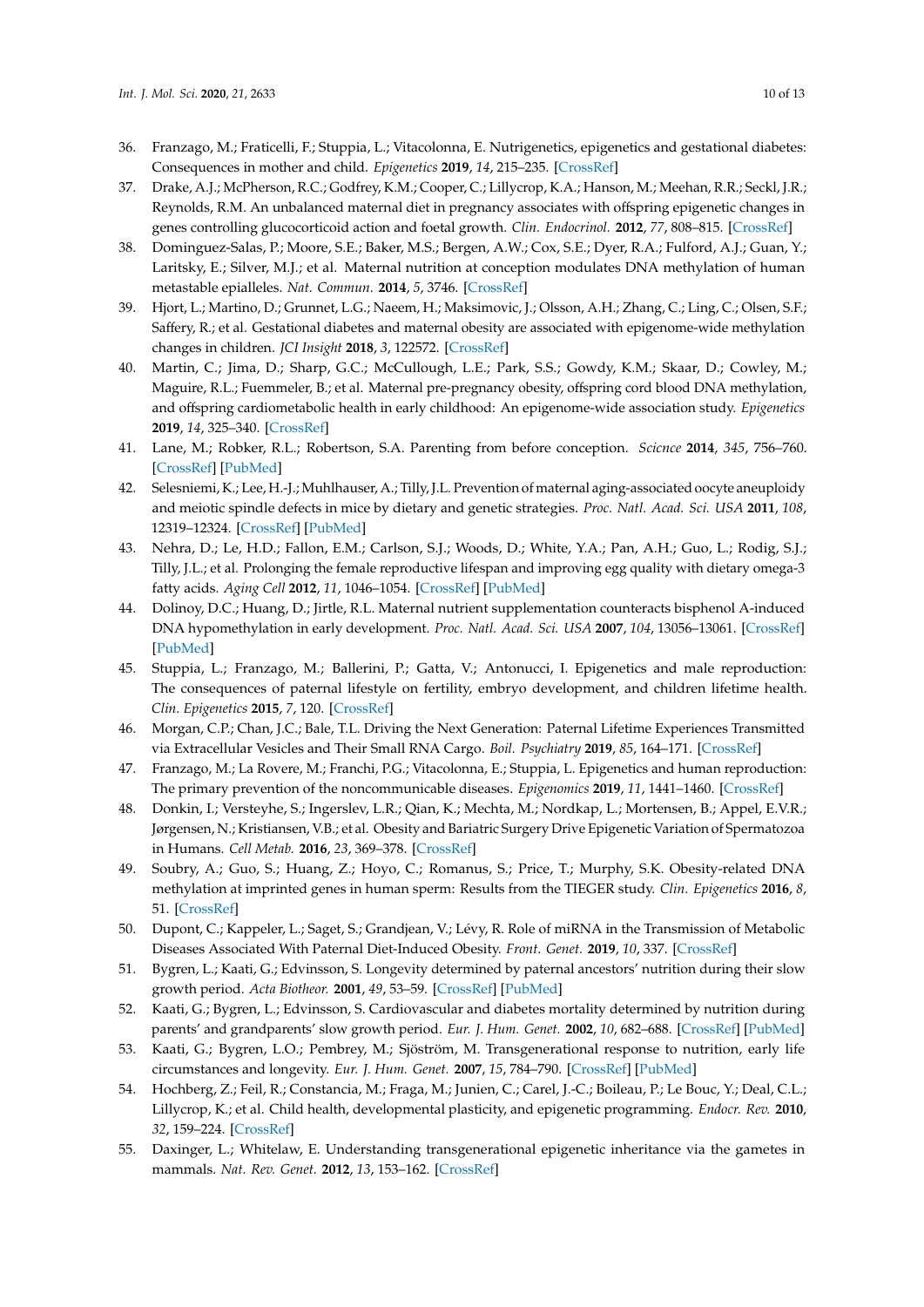36. Franzago, M.; Fraticelli, F.; Stuppia, L.; Vitacolonna, E. Nutrigenetics, epigenetics and gestational diabetes: Consequences in mother and child. *Epigenetics* **2019**, *14*, 215–235. [CrossRef]
37. Drake, A.J.; McPherson, R.C.; Godfrey, K.M.; Cooper, C.; Lillycrop, K.A.; Hanson, M.; Meehan, R.R.; Seckl, J.R.; Reynolds, R.M. An unbalanced maternal diet in pregnancy associates with offspring epigenetic changes in genes controlling glucocorticoid action and foetal growth. *Clin. Endocrinol.* **2012**, *77*, 808–815. [CrossRef]
38. Dominguez-Salas, P.; Moore, S.E.; Baker, M.S.; Bergen, A.W.; Cox, S.E.; Dyer, R.A.; Fulford, A.J.; Guan, Y.; Laritsky, E.; Silver, M.J.; et al. Maternal nutrition at conception modulates DNA methylation of human metastable epialleles. *Nat. Commun.* **2014**, *5*, 3746. [CrossRef]
39. Hjort, L.; Martino, D.; Grunnet, L.G.; Naeem, H.; Maksimovic, J.; Olsson, A.H.; Zhang, C.; Ling, C.; Olsen, S.F.; Saffery, R.; et al. Gestational diabetes and maternal obesity are associated with epigenome-wide methylation changes in children. *JCI Insight* **2018**, *3*, 122572. [CrossRef]
40. Martin, C.; Jima, D.; Sharp, G.C.; McCullough, L.E.; Park, S.S.; Gowdy, K.M.; Skaar, D.; Cowley, M.; Maguire, R.L.; Fuemmeler, B.; et al. Maternal pre-pregnancy obesity, offspring cord blood DNA methylation, and offspring cardiometabolic health in early childhood: An epigenome-wide association study. *Epigenetics* **2019**, *14*, 325–340. [CrossRef]
41. Lane, M.; Robker, R.L.; Robertson, S.A. Parenting from before conception. *Scicnce* **2014**, *345*, 756–760. [CrossRef] [PubMed]
42. Selesniemi, K.; Lee, H.-J.; Muhlhauser, A.; Tilly, J.L. Prevention of maternal aging-associated oocyte aneuploidy and meiotic spindle defects in mice by dietary and genetic strategies. *Proc. Natl. Acad. Sci. USA* **2011**, *108*, 12319–12324. [CrossRef] [PubMed]
43. Nehra, D.; Le, H.D.; Fallon, E.M.; Carlson, S.J.; Woods, D.; White, Y.A.; Pan, A.H.; Guo, L.; Rodig, S.J.; Tilly, J.L.; et al. Prolonging the female reproductive lifespan and improving egg quality with dietary omega-3 fatty acids. *Aging Cell* **2012**, *11*, 1046–1054. [CrossRef] [PubMed]
44. Dolinoy, D.C.; Huang, D.; Jirtle, R.L. Maternal nutrient supplementation counteracts bisphenol A-induced DNA hypomethylation in early development. *Proc. Natl. Acad. Sci. USA* **2007**, *104*, 13056–13061. [CrossRef] [PubMed]
45. Stuppia, L.; Franzago, M.; Ballerini, P.; Gatta, V.; Antonucci, I. Epigenetics and male reproduction: The consequences of paternal lifestyle on fertility, embryo development, and children lifetime health. *Clin. Epigenetics* **2015**, *7*, 120. [CrossRef]
46. Morgan, C.P.; Chan, J.C.; Bale, T.L. Driving the Next Generation: Paternal Lifetime Experiences Transmitted via Extracellular Vesicles and Their Small RNA Cargo. *Boil. Psychiatry* **2019**, *85*, 164–171. [CrossRef]
47. Franzago, M.; La Rovere, M.; Franchi, P.G.; Vitacolonna, E.; Stuppia, L. Epigenetics and human reproduction: The primary prevention of the noncommunicable diseases. *Epigenomics* **2019**, *11*, 1441–1460. [CrossRef]
48. Donkin, I.; Versteyhe, S.; Ingerslev, L.R.; Qian, K.; Mechta, M.; Nordkap, L.; Mortensen, B.; Appel, E.V.R.; Jørgensen, N.; Kristiansen, V.B.; et al. Obesity and Bariatric Surgery Drive Epigenetic Variation of Spermatozoa in Humans. *Cell Metab.* **2016**, *23*, 369–378. [CrossRef]
49. Soubry, A.; Guo, S.; Huang, Z.; Hoyo, C.; Romanus, S.; Price, T.; Murphy, S.K. Obesity-related DNA methylation at imprinted genes in human sperm: Results from the TIEGER study. *Clin. Epigenetics* **2016**, *8*, 51. [CrossRef]
50. Dupont, C.; Kappeler, L.; Saget, S.; Grandjean, V.; Lévy, R. Role of miRNA in the Transmission of Metabolic Diseases Associated With Paternal Diet-Induced Obesity. *Front. Genet.* **2019**, *10*, 337. [CrossRef]
51. Bygren, L.; Kaati, G.; Edvinsson, S. Longevity determined by paternal ancestors' nutrition during their slow growth period. *Acta Biotheor.* **2001**, *49*, 53–59. [CrossRef] [PubMed]
52. Kaati, G.; Bygren, L.; Edvinsson, S. Cardiovascular and diabetes mortality determined by nutrition during parents' and grandparents' slow growth period. *Eur. J. Hum. Genet.* **2002**, *10*, 682–688. [CrossRef] [PubMed]
53. Kaati, G.; Bygren, L.O.; Pembrey, M.; Sjöström, M. Transgenerational response to nutrition, early life circumstances and longevity. *Eur. J. Hum. Genet.* **2007**, *15*, 784–790. [CrossRef] [PubMed]
54. Hochberg, Z.; Feil, R.; Constancia, M.; Fraga, M.; Junien, C.; Carel, J.-C.; Boileau, P.; Le Bouc, Y.; Deal, C.L.; Lillycrop, K.; et al. Child health, developmental plasticity, and epigenetic programming. *Endocr. Rev.* **2010**, *32*, 159–224. [CrossRef]
55. Daxinger, L.; Whitelaw, E. Understanding transgenerational epigenetic inheritance via the gametes in mammals. *Nat. Rev. Genet.* **2012**, *13*, 153–162. [CrossRef]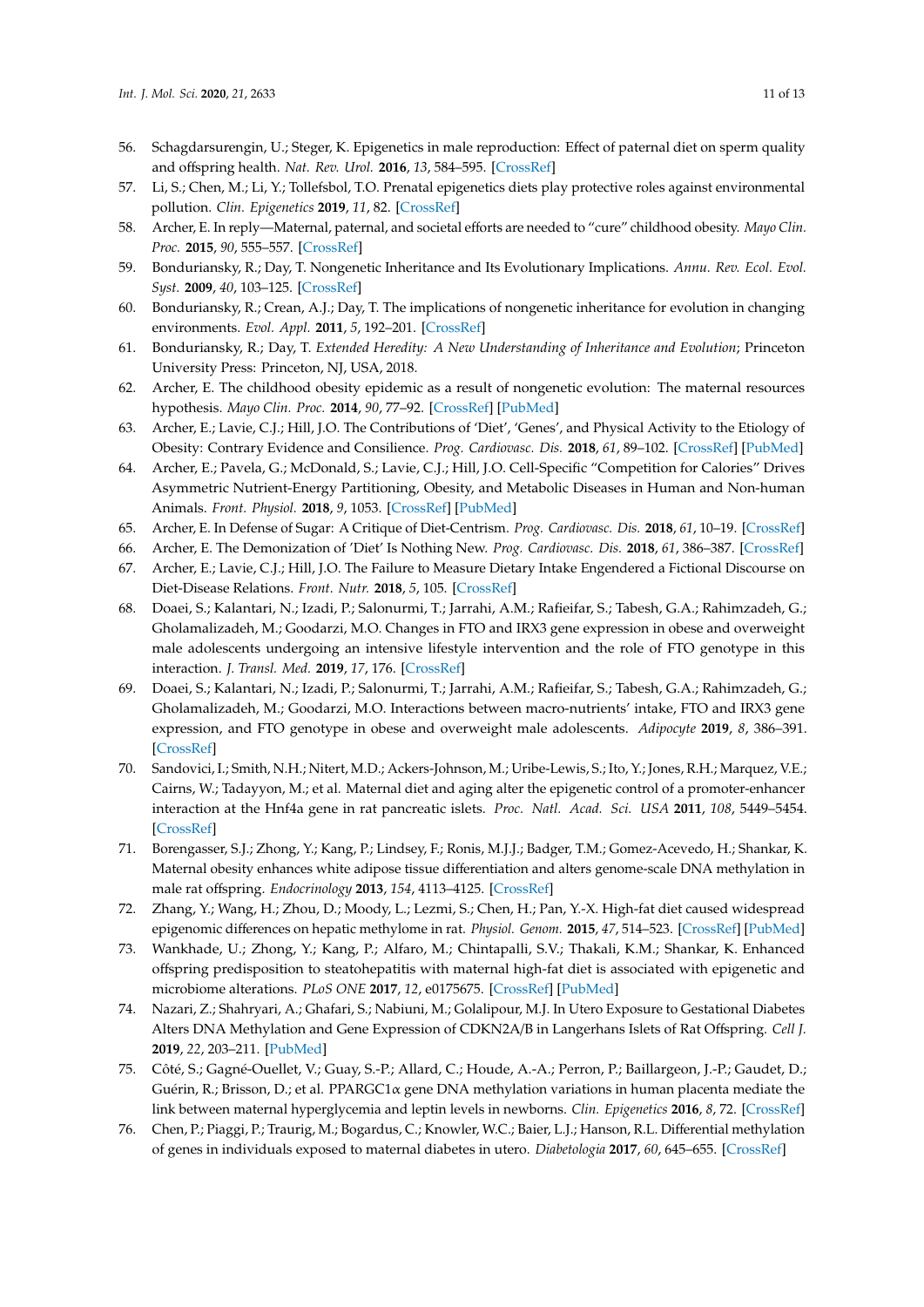56. Schagdarsurengin, U.; Steger, K. Epigenetics in male reproduction: Effect of paternal diet on sperm quality and offspring health. *Nat. Rev. Urol.* **2016**, *13*, 584–595. [CrossRef]
57. Li, S.; Chen, M.; Li, Y.; Tollefsbol, T.O. Prenatal epigenetics diets play protective roles against environmental pollution. *Clin. Epigenetics* **2019**, *11*, 82. [CrossRef]
58. Archer, E. In reply—Maternal, paternal, and societal efforts are needed to "cure" childhood obesity. *Mayo Clin. Proc.* **2015**, *90*, 555–557. [CrossRef]
59. Bonduriansky, R.; Day, T. Nongenetic Inheritance and Its Evolutionary Implications. *Annu. Rev. Ecol. Evol. Syst.* **2009**, *40*, 103–125. [CrossRef]
60. Bonduriansky, R.; Crean, A.J.; Day, T. The implications of nongenetic inheritance for evolution in changing environments. *Evol. Appl.* **2011**, *5*, 192–201. [CrossRef]
61. Bonduriansky, R.; Day, T. *Extended Heredity: A New Understanding of Inheritance and Evolution*; Princeton University Press: Princeton, NJ, USA, 2018.
62. Archer, E. The childhood obesity epidemic as a result of nongenetic evolution: The maternal resources hypothesis. *Mayo Clin. Proc.* **2014**, *90*, 77–92. [CrossRef] [PubMed]
63. Archer, E.; Lavie, C.J.; Hill, J.O. The Contributions of 'Diet', 'Genes', and Physical Activity to the Etiology of Obesity: Contrary Evidence and Consilience. *Prog. Cardiovasc. Dis.* **2018**, *61*, 89–102. [CrossRef] [PubMed]
64. Archer, E.; Pavela, G.; McDonald, S.; Lavie, C.J.; Hill, J.O. Cell-Specific "Competition for Calories" Drives Asymmetric Nutrient-Energy Partitioning, Obesity, and Metabolic Diseases in Human and Non-human Animals. *Front. Physiol.* **2018**, *9*, 1053. [CrossRef] [PubMed]
65. Archer, E. In Defense of Sugar: A Critique of Diet-Centrism. *Prog. Cardiovasc. Dis.* **2018**, *61*, 10–19. [CrossRef]
66. Archer, E. The Demonization of 'Diet' Is Nothing New. *Prog. Cardiovasc. Dis.* **2018**, *61*, 386–387. [CrossRef]
67. Archer, E.; Lavie, C.J.; Hill, J.O. The Failure to Measure Dietary Intake Engendered a Fictional Discourse on Diet-Disease Relations. *Front. Nutr.* **2018**, *5*, 105. [CrossRef]
68. Doaei, S.; Kalantari, N.; Izadi, P.; Salonurmi, T.; Jarrahi, A.M.; Rafieifar, S.; Tabesh, G.A.; Rahimzadeh, G.; Gholamalizadeh, M.; Goodarzi, M.O. Changes in FTO and IRX3 gene expression in obese and overweight male adolescents undergoing an intensive lifestyle intervention and the role of FTO genotype in this interaction. *J. Transl. Med.* **2019**, *17*, 176. [CrossRef]
69. Doaei, S.; Kalantari, N.; Izadi, P.; Salonurmi, T.; Jarrahi, A.M.; Rafieifar, S.; Tabesh, G.A.; Rahimzadeh, G.; Gholamalizadeh, M.; Goodarzi, M.O. Interactions between macro-nutrients' intake, FTO and IRX3 gene expression, and FTO genotype in obese and overweight male adolescents. *Adipocyte* **2019**, *8*, 386–391. [CrossRef]
70. Sandovici, I.; Smith, N.H.; Nitert, M.D.; Ackers-Johnson, M.; Uribe-Lewis, S.; Ito, Y.; Jones, R.H.; Marquez, V.E.; Cairns, W.; Tadayyon, M.; et al. Maternal diet and aging alter the epigenetic control of a promoter-enhancer interaction at the Hnf4a gene in rat pancreatic islets. *Proc. Natl. Acad. Sci. USA* **2011**, *108*, 5449–5454. [CrossRef]
71. Borengasser, S.J.; Zhong, Y.; Kang, P.; Lindsey, F.; Ronis, M.J.J.; Badger, T.M.; Gomez-Acevedo, H.; Shankar, K. Maternal obesity enhances white adipose tissue differentiation and alters genome-scale DNA methylation in male rat offspring. *Endocrinology* **2013**, *154*, 4113–4125. [CrossRef]
72. Zhang, Y.; Wang, H.; Zhou, D.; Moody, L.; Lezmi, S.; Chen, H.; Pan, Y.-X. High-fat diet caused widespread epigenomic differences on hepatic methylome in rat. *Physiol. Genom.* **2015**, *47*, 514–523. [CrossRef] [PubMed]
73. Wankhade, U.; Zhong, Y.; Kang, P.; Alfaro, M.; Chintapalli, S.V.; Thakali, K.M.; Shankar, K. Enhanced offspring predisposition to steatohepatitis with maternal high-fat diet is associated with epigenetic and microbiome alterations. *PLoS ONE* **2017**, *12*, e0175675. [CrossRef] [PubMed]
74. Nazari, Z.; Shahryari, A.; Ghafari, S.; Nabiuni, M.; Golalipour, M.J. In Utero Exposure to Gestational Diabetes Alters DNA Methylation and Gene Expression of CDKN2A/B in Langerhans Islets of Rat Offspring. *Cell J.* **2019**, *22*, 203–211. [PubMed]
75. Côté, S.; Gagné-Ouellet, V.; Guay, S.-P.; Allard, C.; Houde, A.-A.; Perron, P.; Baillargeon, J.-P.; Gaudet, D.; Guérin, R.; Brisson, D.; et al. PPARGC1α gene DNA methylation variations in human placenta mediate the link between maternal hyperglycemia and leptin levels in newborns. *Clin. Epigenetics* **2016**, *8*, 72. [CrossRef]
76. Chen, P.; Piaggi, P.; Traurig, M.; Bogardus, C.; Knowler, W.C.; Baier, L.J.; Hanson, R.L. Differential methylation of genes in individuals exposed to maternal diabetes in utero. *Diabetologia* **2017**, *60*, 645–655. [CrossRef]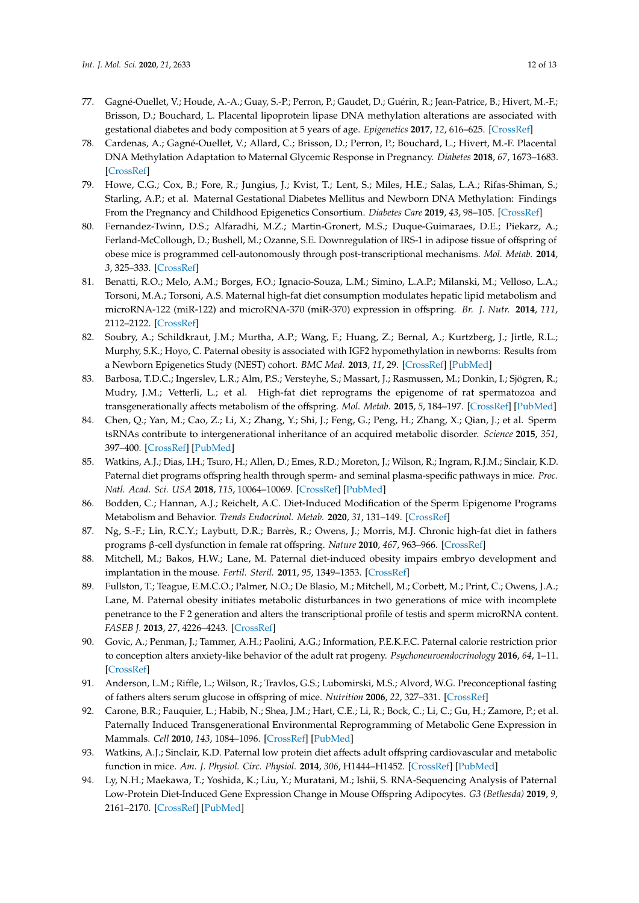77. Gagné-Ouellet, V.; Houde, A.-A.; Guay, S.-P.; Perron, P.; Gaudet, D.; Guérin, R.; Jean-Patrice, B.; Hivert, M.-F.; Brisson, D.; Bouchard, L. Placental lipoprotein lipase DNA methylation alterations are associated with gestational diabetes and body composition at 5 years of age. *Epigenetics* **2017**, *12*, 616–625. [CrossRef]
78. Cardenas, A.; Gagné-Ouellet, V.; Allard, C.; Brisson, D.; Perron, P.; Bouchard, L.; Hivert, M.-F. Placental DNA Methylation Adaptation to Maternal Glycemic Response in Pregnancy. *Diabetes* **2018**, *67*, 1673–1683. [CrossRef]
79. Howe, C.G.; Cox, B.; Fore, R.; Jungius, J.; Kvist, T.; Lent, S.; Miles, H.E.; Salas, L.A.; Rifas-Shiman, S.; Starling, A.P.; et al. Maternal Gestational Diabetes Mellitus and Newborn DNA Methylation: Findings From the Pregnancy and Childhood Epigenetics Consortium. *Diabetes Care* **2019**, *43*, 98–105. [CrossRef]
80. Fernandez-Twinn, D.S.; Alfaradhi, M.Z.; Martin-Gronert, M.S.; Duque-Guimaraes, D.E.; Piekarz, A.; Ferland-McCollough, D.; Bushell, M.; Ozanne, S.E. Downregulation of IRS-1 in adipose tissue of offspring of obese mice is programmed cell-autonomously through post-transcriptional mechanisms. *Mol. Metab.* **2014**, *3*, 325–333. [CrossRef]
81. Benatti, R.O.; Melo, A.M.; Borges, F.O.; Ignacio-Souza, L.M.; Simino, L.A.P.; Milanski, M.; Velloso, L.A.; Torsoni, M.A.; Torsoni, A.S. Maternal high-fat diet consumption modulates hepatic lipid metabolism and microRNA-122 (miR-122) and microRNA-370 (miR-370) expression in offspring. *Br. J. Nutr.* **2014**, *111*, 2112–2122. [CrossRef]
82. Soubry, A.; Schildkraut, J.M.; Murtha, A.P.; Wang, F.; Huang, Z.; Bernal, A.; Kurtzberg, J.; Jirtle, R.L.; Murphy, S.K.; Hoyo, C. Paternal obesity is associated with IGF2 hypomethylation in newborns: Results from a Newborn Epigenetics Study (NEST) cohort. *BMC Med.* **2013**, *11*, 29. [CrossRef] [PubMed]
83. Barbosa, T.D.C.; Ingerslev, L.R.; Alm, P.S.; Versteyhe, S.; Massart, J.; Rasmussen, M.; Donkin, I.; Sjögren, R.; Mudry, J.M.; Vetterli, L.; et al. High-fat diet reprograms the epigenome of rat spermatozoa and transgenerationally affects metabolism of the offspring. *Mol. Metab.* **2015**, *5*, 184–197. [CrossRef] [PubMed]
84. Chen, Q.; Yan, M.; Cao, Z.; Li, X.; Zhang, Y.; Shi, J.; Feng, G.; Peng, H.; Zhang, X.; Qian, J.; et al. Sperm tsRNAs contribute to intergenerational inheritance of an acquired metabolic disorder. *Science* **2015**, *351*, 397–400. [CrossRef] [PubMed]
85. Watkins, A.J.; Dias, I.H.; Tsuro, H.; Allen, D.; Emes, R.D.; Moreton, J.; Wilson, R.; Ingram, R.J.M.; Sinclair, K.D. Paternal diet programs offspring health through sperm- and seminal plasma-specific pathways in mice. *Proc. Natl. Acad. Sci. USA* **2018**, *115*, 10064–10069. [CrossRef] [PubMed]
86. Bodden, C.; Hannan, A.J.; Reichelt, A.C. Diet-Induced Modification of the Sperm Epigenome Programs Metabolism and Behavior. *Trends Endocrinol. Metab.* **2020**, *31*, 131–149. [CrossRef]
87. Ng, S.-F.; Lin, R.C.Y.; Laybutt, D.R.; Barrès, R.; Owens, J.; Morris, M.J. Chronic high-fat diet in fathers programs β-cell dysfunction in female rat offspring. *Nature* **2010**, *467*, 963–966. [CrossRef]
88. Mitchell, M.; Bakos, H.W.; Lane, M. Paternal diet-induced obesity impairs embryo development and implantation in the mouse. *Fertil. Steril.* **2011**, *95*, 1349–1353. [CrossRef]
89. Fullston, T.; Teague, E.M.C.O.; Palmer, N.O.; De Blasio, M.; Mitchell, M.; Corbett, M.; Print, C.; Owens, J.A.; Lane, M. Paternal obesity initiates metabolic disturbances in two generations of mice with incomplete penetrance to the F 2 generation and alters the transcriptional profile of testis and sperm microRNA content. *FASEB J.* **2013**, *27*, 4226–4243. [CrossRef]
90. Govic, A.; Penman, J.; Tammer, A.H.; Paolini, A.G.; Information, P.E.K.F.C. Paternal calorie restriction prior to conception alters anxiety-like behavior of the adult rat progeny. *Psychoneuroendocrinology* **2016**, *64*, 1–11. [CrossRef]
91. Anderson, L.M.; Riffle, L.; Wilson, R.; Travlos, G.S.; Lubomirski, M.S.; Alvord, W.G. Preconceptional fasting of fathers alters serum glucose in offspring of mice. *Nutrition* **2006**, *22*, 327–331. [CrossRef]
92. Carone, B.R.; Fauquier, L.; Habib, N.; Shea, J.M.; Hart, C.E.; Li, R.; Bock, C.; Li, C.; Gu, H.; Zamore, P.; et al. Paternally Induced Transgenerational Environmental Reprogramming of Metabolic Gene Expression in Mammals. *Cell* **2010**, *143*, 1084–1096. [CrossRef] [PubMed]
93. Watkins, A.J.; Sinclair, K.D. Paternal low protein diet affects adult offspring cardiovascular and metabolic function in mice. *Am. J. Physiol. Circ. Physiol.* **2014**, *306*, H1444–H1452. [CrossRef] [PubMed]
94. Ly, N.H.; Maekawa, T.; Yoshida, K.; Liu, Y.; Muratani, M.; Ishii, S. RNA-Sequencing Analysis of Paternal Low-Protein Diet-Induced Gene Expression Change in Mouse Offspring Adipocytes. *G3 (Bethesda)* **2019**, *9*, 2161–2170. [CrossRef] [PubMed]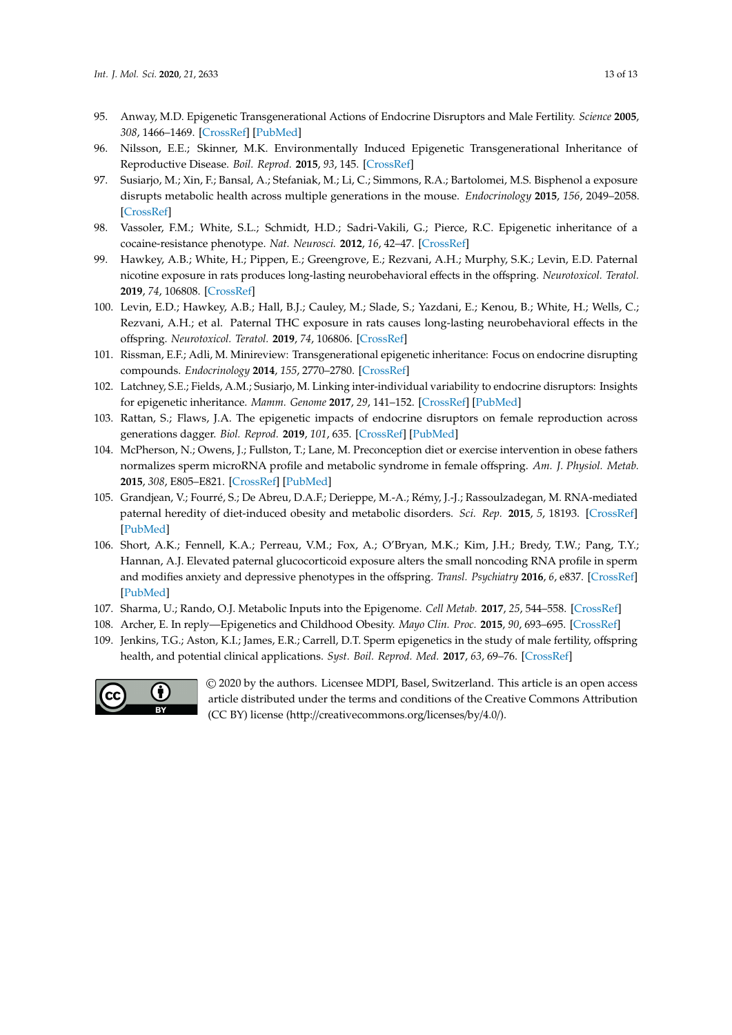95. Anway, M.D. Epigenetic Transgenerational Actions of Endocrine Disruptors and Male Fertility. *Science* **2005**, *308*, 1466–1469. [CrossRef] [PubMed]
96. Nilsson, E.E.; Skinner, M.K. Environmentally Induced Epigenetic Transgenerational Inheritance of Reproductive Disease. *Boil. Reprod.* **2015**, *93*, 145. [CrossRef]
97. Susiarjo, M.; Xin, F.; Bansal, A.; Stefaniak, M.; Li, C.; Simmons, R.A.; Bartolomei, M.S. Bisphenol a exposure disrupts metabolic health across multiple generations in the mouse. *Endocrinology* **2015**, *156*, 2049–2058. [CrossRef]
98. Vassoler, F.M.; White, S.L.; Schmidt, H.D.; Sadri-Vakili, G.; Pierce, R.C. Epigenetic inheritance of a cocaine-resistance phenotype. *Nat. Neurosci.* **2012**, *16*, 42–47. [CrossRef]
99. Hawkey, A.B.; White, H.; Pippen, E.; Greengrove, E.; Rezvani, A.H.; Murphy, S.K.; Levin, E.D. Paternal nicotine exposure in rats produces long-lasting neurobehavioral effects in the offspring. *Neurotoxicol. Teratol.* **2019**, *74*, 106808. [CrossRef]
100. Levin, E.D.; Hawkey, A.B.; Hall, B.J.; Cauley, M.; Slade, S.; Yazdani, E.; Kenou, B.; White, H.; Wells, C.; Rezvani, A.H.; et al. Paternal THC exposure in rats causes long-lasting neurobehavioral effects in the offspring. *Neurotoxicol. Teratol.* **2019**, *74*, 106806. [CrossRef]
101. Rissman, E.F.; Adli, M. Minireview: Transgenerational epigenetic inheritance: Focus on endocrine disrupting compounds. *Endocrinology* **2014**, *155*, 2770–2780. [CrossRef]
102. Latchney, S.E.; Fields, A.M.; Susiarjo, M. Linking inter-individual variability to endocrine disruptors: Insights for epigenetic inheritance. *Mamm. Genome* **2017**, *29*, 141–152. [CrossRef] [PubMed]
103. Rattan, S.; Flaws, J.A. The epigenetic impacts of endocrine disruptors on female reproduction across generations dagger. *Biol. Reprod.* **2019**, *101*, 635. [CrossRef] [PubMed]
104. McPherson, N.; Owens, J.; Fullston, T.; Lane, M. Preconception diet or exercise intervention in obese fathers normalizes sperm microRNA profile and metabolic syndrome in female offspring. *Am. J. Physiol. Metab.* **2015**, *308*, E805–E821. [CrossRef] [PubMed]
105. Grandjean, V.; Fourré, S.; De Abreu, D.A.F.; Derieppe, M.-A.; Rémy, J.-J.; Rassoulzadegan, M. RNA-mediated paternal heredity of diet-induced obesity and metabolic disorders. *Sci. Rep.* **2015**, *5*, 18193. [CrossRef] [PubMed]
106. Short, A.K.; Fennell, K.A.; Perreau, V.M.; Fox, A.; O'Bryan, M.K.; Kim, J.H.; Bredy, T.W.; Pang, T.Y.; Hannan, A.J. Elevated paternal glucocorticoid exposure alters the small noncoding RNA profile in sperm and modifies anxiety and depressive phenotypes in the offspring. *Transl. Psychiatry* **2016**, *6*, e837. [CrossRef] [PubMed]
107. Sharma, U.; Rando, O.J. Metabolic Inputs into the Epigenome. *Cell Metab.* **2017**, *25*, 544–558. [CrossRef]
108. Archer, E. In reply—Epigenetics and Childhood Obesity. *Mayo Clin. Proc.* **2015**, *90*, 693–695. [CrossRef]
109. Jenkins, T.G.; Aston, K.I.; James, E.R.; Carrell, D.T. Sperm epigenetics in the study of male fertility, offspring health, and potential clinical applications. *Syst. Boil. Reprod. Med.* **2017**, *63*, 69–76. [CrossRef]

© 2020 by the authors. Licensee MDPI, Basel, Switzerland. This article is an open access article distributed under the terms and conditions of the Creative Commons Attribution (CC BY) license (http://creativecommons.org/licenses/by/4.0/).